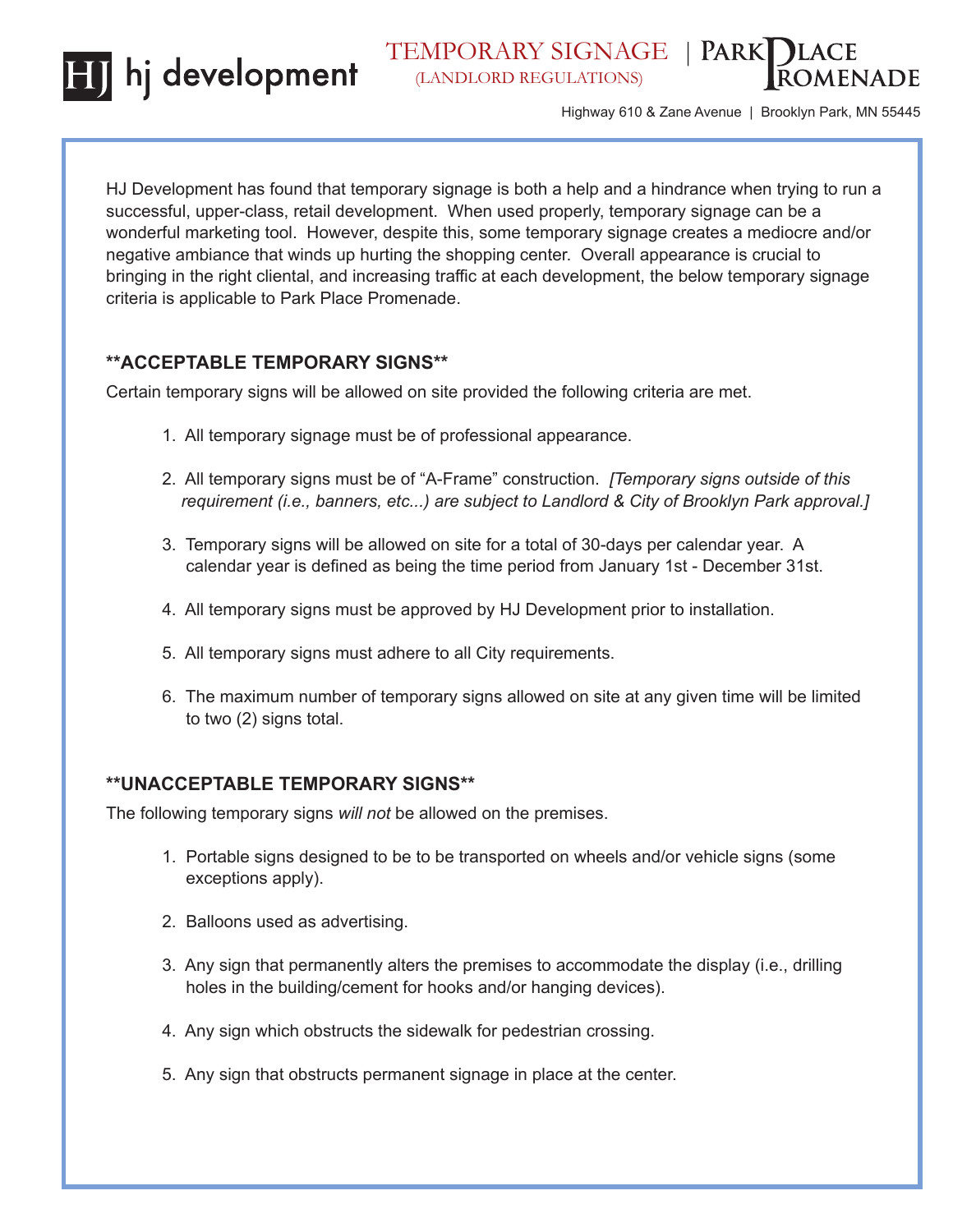# hj development

## TEMPORARY SIGNAGE (LANDLORD REGULATIONS) | PARK PLACE PROMENADE

Highway 610 & Zane Avenue | Brooklyn Park, MN 55445

HJ Development has found that temporary signage is both a help and a hindrance when trying to run a successful, upper-class, retail development. When used properly, temporary signage can be a wonderful marketing tool. However, despite this, some temporary signage creates a mediocre and/or negative ambiance that winds up hurting the shopping center. Overall appearance is crucial to bringing in the right cliental, and increasing traffic at each development, the below temporary signage criteria is applicable to Park Place Promenade.

### **ACCEPTABLE TEMPORARY SIGNS**

Certain temporary signs will be allowed on site provided the following criteria are met.

1. All temporary signage must be of professional appearance.
2. All temporary signs must be of "A-Frame" construction. *[Temporary signs outside of this requirement (i.e., banners, etc...) are subject to Landlord & City of Brooklyn Park approval.]*
3. Temporary signs will be allowed on site for a total of 30-days per calendar year. A calendar year is defined as being the time period from January 1st - December 31st.
4. All temporary signs must be approved by HJ Development prior to installation.
5. All temporary signs must adhere to all City requirements.
6. The maximum number of temporary signs allowed on site at any given time will be limited to two (2) signs total.

### **UNACCEPTABLE TEMPORARY SIGNS**

The following temporary signs *will not* be allowed on the premises.

1. Portable signs designed to be to be transported on wheels and/or vehicle signs (some exceptions apply).
2. Balloons used as advertising.
3. Any sign that permanently alters the premises to accommodate the display (i.e., drilling holes in the building/cement for hooks and/or hanging devices).
4. Any sign which obstructs the sidewalk for pedestrian crossing.
5. Any sign that obstructs permanent signage in place at the center.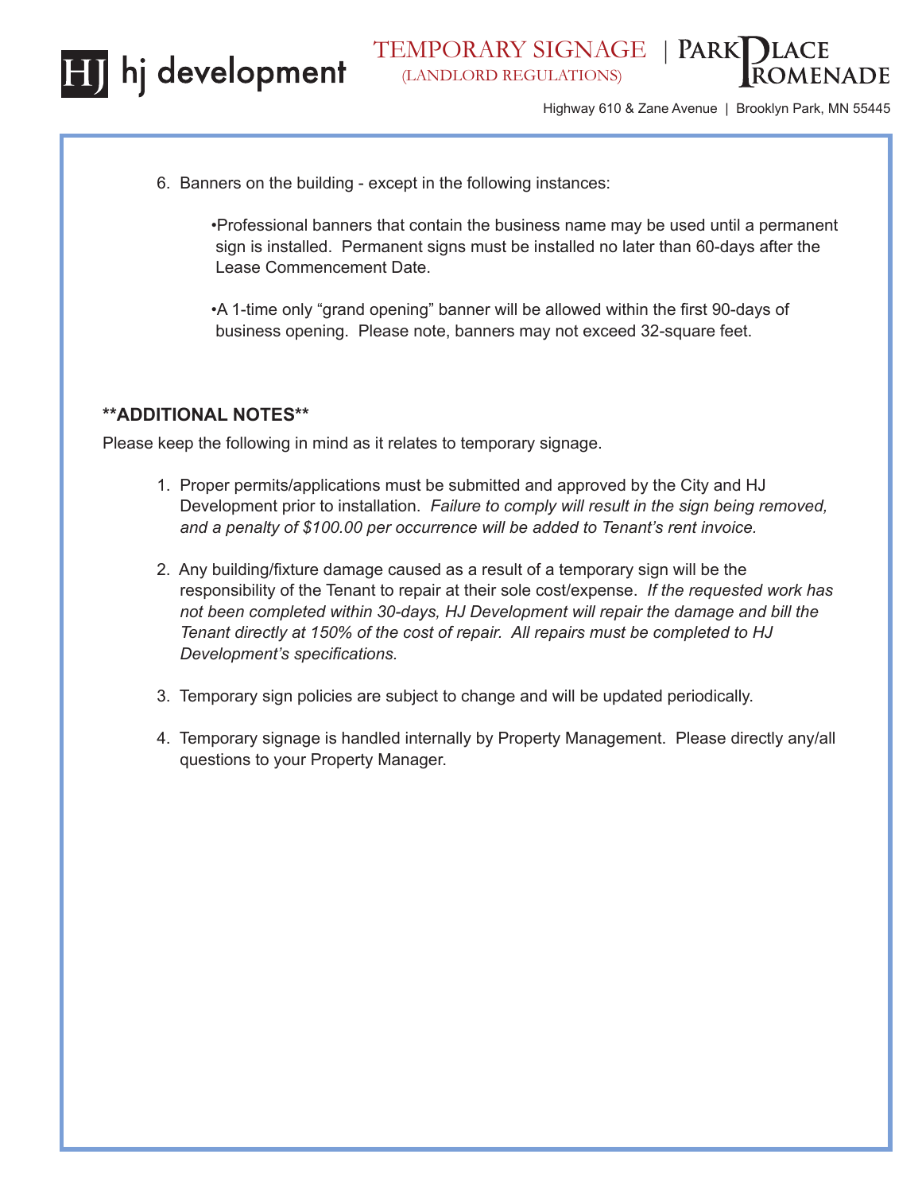6. Banners on the building - except in the following instances:

   •Professional banners that contain the business name may be used until a permanent sign is installed. Permanent signs must be installed no later than 60-days after the Lease Commencement Date.

   •A 1-time only "grand opening" banner will be allowed within the first 90-days of business opening. Please note, banners may not exceed 32-square feet.

**\*\*ADDITIONAL NOTES\*\***

Please keep the following in mind as it relates to temporary signage.

1. Proper permits/applications must be submitted and approved by the City and HJ Development prior to installation. *Failure to comply will result in the sign being removed, and a penalty of $100.00 per occurrence will be added to Tenant's rent invoice.*

2. Any building/fixture damage caused as a result of a temporary sign will be the responsibility of the Tenant to repair at their sole cost/expense. *If the requested work has not been completed within 30-days, HJ Development will repair the damage and bill the Tenant directly at 150% of the cost of repair. All repairs must be completed to HJ Development's specifications.*

3. Temporary sign policies are subject to change and will be updated periodically.

4. Temporary signage is handled internally by Property Management. Please directly any/all questions to your Property Manager.